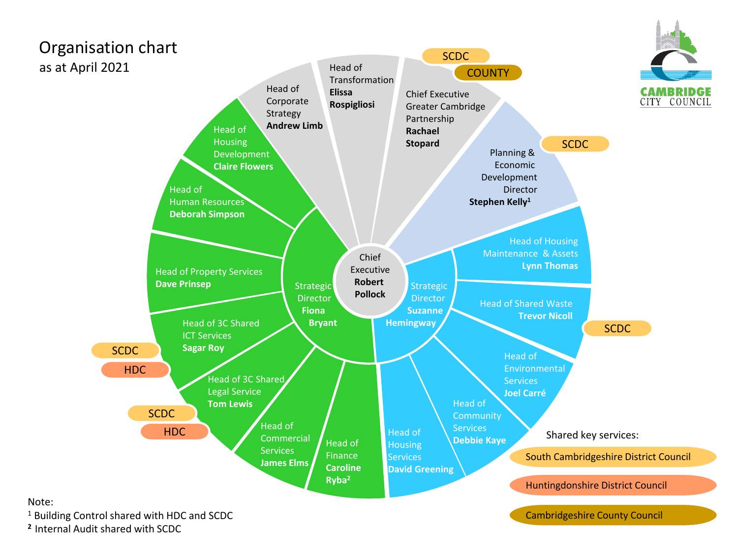# Organisation chart

as at April 2021

CAMBRIDGE CITY COUNCIL

**Chief Executive**
**Robert Pollock**

- Head of Corporate Strategy **Andrew Limb**
- Head of Transformation **Elissa Rospigliosi**
- Chief Executive Greater Cambridge Partnership **Rachael Stopard** (SCDC, COUNTY)
- Planning & Economic Development Director **Stephen Kelly**[1] (SCDC)

**Strategic Director Fiona Bryant**

- Head of Housing Development **Claire Flowers**
- Head of Human Resources **Deborah Simpson**
- Head of Property Services **Dave Prinsep**
- Head of 3C Shared ICT Services **Sagar Roy** (SCDC, HDC)
- Head of 3C Shared Legal Service **Tom Lewis** (SCDC, HDC)
- Head of Commercial Services **James Elms**
- Head of Finance **Caroline Ryba**[2]

**Strategic Director Suzanne Hemingway**

- Head of Housing Maintenance & Assets **Lynn Thomas**
- Head of Shared Waste **Trevor Nicoll** (SCDC)
- Head of Environmental Services **Joel Carré**
- Head of Community Services **Debbie Kaye**
- Head of Housing Services **David Greening**

Shared key services:

- SCDC: South Cambridgeshire District Council
- HDC: Huntingdonshire District Council
- COUNTY: Cambridgeshire County Council

Note:

[1] Building Control shared with HDC and SCDC

[2] Internal Audit shared with SCDC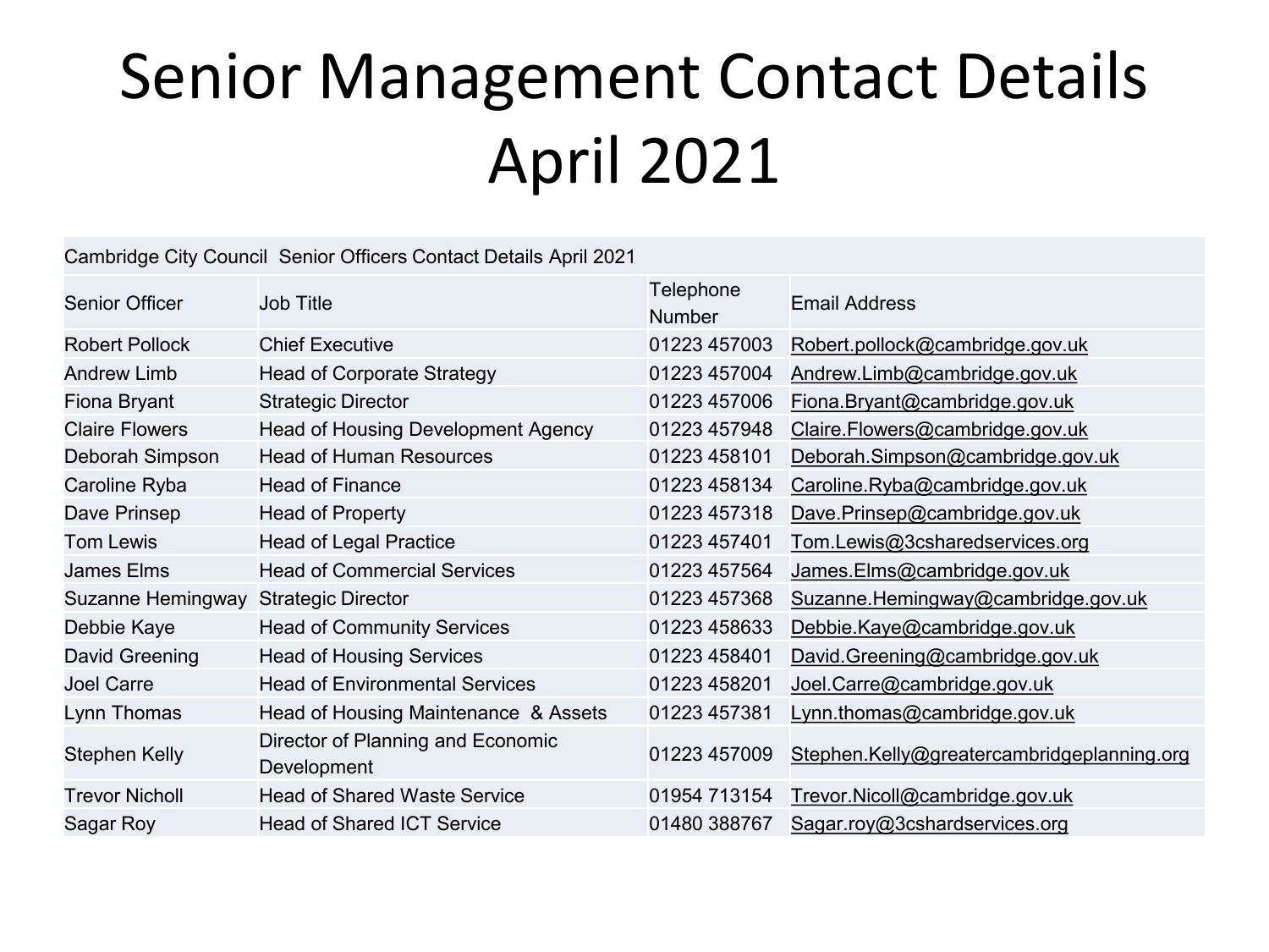# Senior Management Contact Details April 2021

| Cambridge City Council Senior Officers Contact Details April 2021 | | | |
|---|---|---|---|
| Senior Officer | Job Title | Telephone Number | Email Address |
| Robert Pollock | Chief Executive | 01223 457003 | Robert.pollock@cambridge.gov.uk |
| Andrew Limb | Head of Corporate Strategy | 01223 457004 | Andrew.Limb@cambridge.gov.uk |
| Fiona Bryant | Strategic Director | 01223 457006 | Fiona.Bryant@cambridge.gov.uk |
| Claire Flowers | Head of Housing Development Agency | 01223 457948 | Claire.Flowers@cambridge.gov.uk |
| Deborah Simpson | Head of Human Resources | 01223 458101 | Deborah.Simpson@cambridge.gov.uk |
| Caroline Ryba | Head of Finance | 01223 458134 | Caroline.Ryba@cambridge.gov.uk |
| Dave Prinsep | Head of Property | 01223 457318 | Dave.Prinsep@cambridge.gov.uk |
| Tom Lewis | Head of Legal Practice | 01223 457401 | Tom.Lewis@3csharedservices.org |
| James Elms | Head of Commercial Services | 01223 457564 | James.Elms@cambridge.gov.uk |
| Suzanne Hemingway | Strategic Director | 01223 457368 | Suzanne.Hemingway@cambridge.gov.uk |
| Debbie Kaye | Head of Community Services | 01223 458633 | Debbie.Kaye@cambridge.gov.uk |
| David Greening | Head of Housing Services | 01223 458401 | David.Greening@cambridge.gov.uk |
| Joel Carre | Head of Environmental Services | 01223 458201 | Joel.Carre@cambridge.gov.uk |
| Lynn Thomas | Head of Housing Maintenance & Assets | 01223 457381 | Lynn.thomas@cambridge.gov.uk |
| Stephen Kelly | Director of Planning and Economic Development | 01223 457009 | Stephen.Kelly@greatercambridgeplanning.org |
| Trevor Nicholl | Head of Shared Waste Service | 01954 713154 | Trevor.Nicoll@cambridge.gov.uk |
| Sagar Roy | Head of Shared ICT Service | 01480 388767 | Sagar.roy@3cshardservices.org |